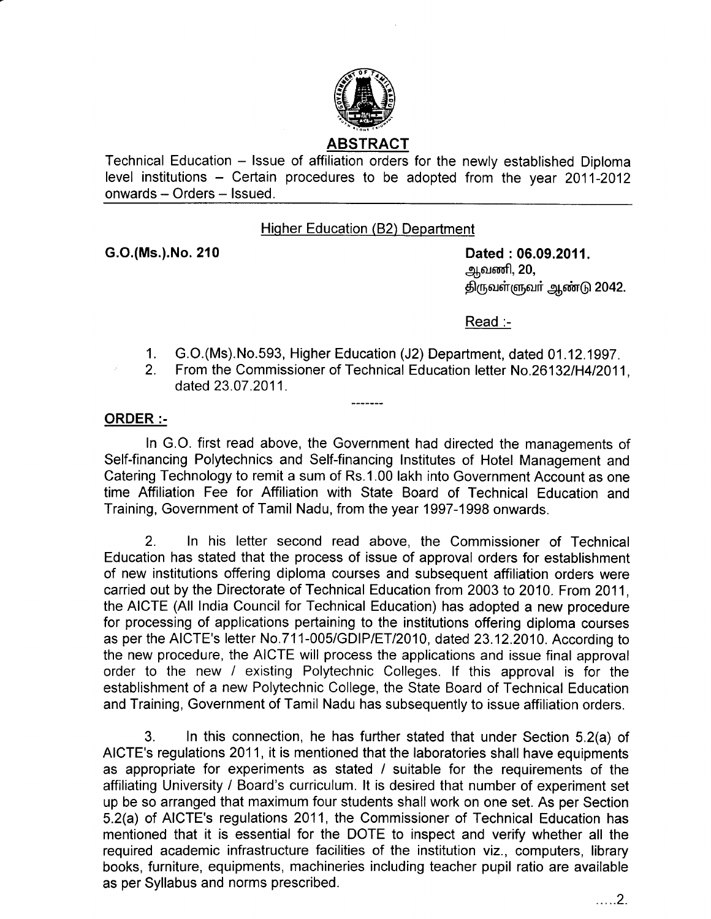## ABSTRACT

Technical Education – Issue of affiliation orders for the newly established Diploma level institutions – Certain procedures to be adopted from the year 2011-2012 onwards – Orders – Issued.

Higher Education (B2) Department

**G.O.(Ms.).No. 210** **Dated : 06.09.2011.**
ஆவணி, 20,
திருவள்ளுவர் ஆண்டு 2042.

Read :-

1. G.O.(Ms).No.593, Higher Education (J2) Department, dated 01.12.1997.
2. From the Commissioner of Technical Education letter No.26132/H4/2011, dated 23.07.2011.

-------

**ORDER :-**

In G.O. first read above, the Government had directed the managements of Self-financing Polytechnics and Self-financing Institutes of Hotel Management and Catering Technology to remit a sum of Rs.1.00 lakh into Government Account as one time Affiliation Fee for Affiliation with State Board of Technical Education and Training, Government of Tamil Nadu, from the year 1997-1998 onwards.

2. In his letter second read above, the Commissioner of Technical Education has stated that the process of issue of approval orders for establishment of new institutions offering diploma courses and subsequent affiliation orders were carried out by the Directorate of Technical Education from 2003 to 2010. From 2011, the AICTE (All India Council for Technical Education) has adopted a new procedure for processing of applications pertaining to the institutions offering diploma courses as per the AICTE's letter No.711-005/GDIP/ET/2010, dated 23.12.2010. According to the new procedure, the AICTE will process the applications and issue final approval order to the new / existing Polytechnic Colleges. If this approval is for the establishment of a new Polytechnic College, the State Board of Technical Education and Training, Government of Tamil Nadu has subsequently to issue affiliation orders.

3. In this connection, he has further stated that under Section 5.2(a) of AICTE's regulations 2011, it is mentioned that the laboratories shall have equipments as appropriate for experiments as stated / suitable for the requirements of the affiliating University / Board's curriculum. It is desired that number of experiment set up be so arranged that maximum four students shall work on one set. As per Section 5.2(a) of AICTE's regulations 2011, the Commissioner of Technical Education has mentioned that it is essential for the DOTE to inspect and verify whether all the required academic infrastructure facilities of the institution viz., computers, library books, furniture, equipments, machineries including teacher pupil ratio are available as per Syllabus and norms prescribed.

.....2.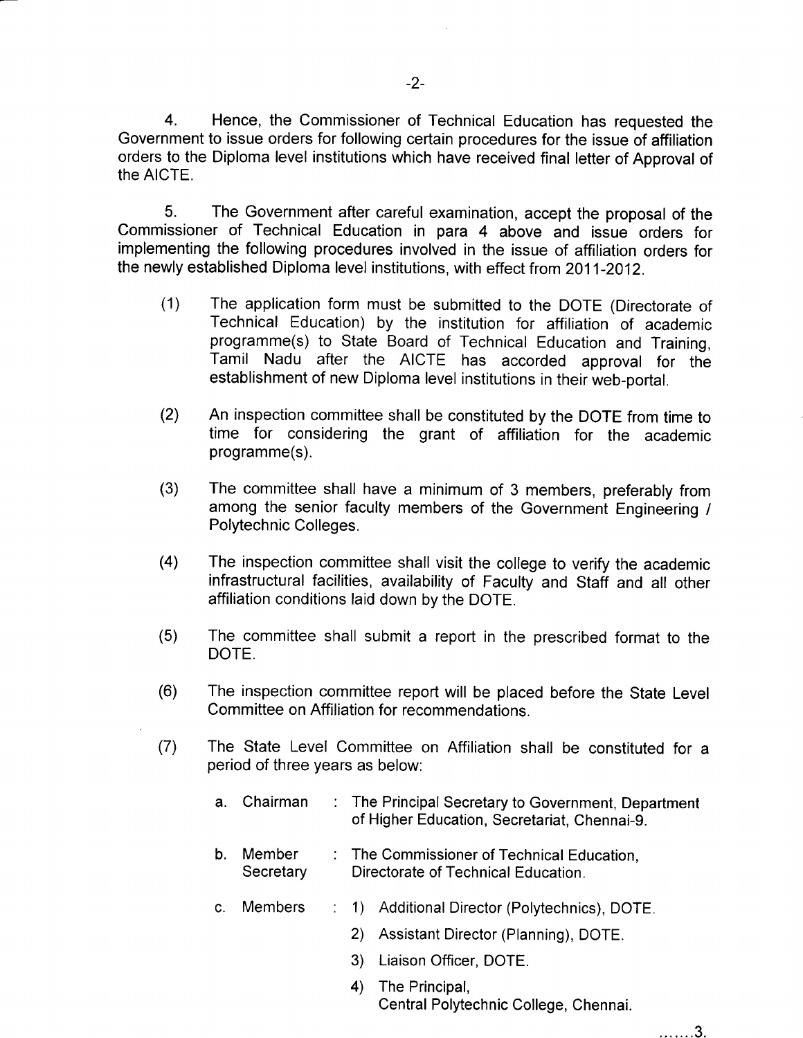4. Hence, the Commissioner of Technical Education has requested the Government to issue orders for following certain procedures for the issue of affiliation orders to the Diploma level institutions which have received final letter of Approval of the AICTE.

5. The Government after careful examination, accept the proposal of the Commissioner of Technical Education in para 4 above and issue orders for implementing the following procedures involved in the issue of affiliation orders for the newly established Diploma level institutions, with effect from 2011-2012.

(1) The application form must be submitted to the DOTE (Directorate of Technical Education) by the institution for affiliation of academic programme(s) to State Board of Technical Education and Training, Tamil Nadu after the AICTE has accorded approval for the establishment of new Diploma level institutions in their web-portal.

(2) An inspection committee shall be constituted by the DOTE from time to time for considering the grant of affiliation for the academic programme(s).

(3) The committee shall have a minimum of 3 members, preferably from among the senior faculty members of the Government Engineering / Polytechnic Colleges.

(4) The inspection committee shall visit the college to verify the academic infrastructural facilities, availability of Faculty and Staff and all other affiliation conditions laid down by the DOTE.

(5) The committee shall submit a report in the prescribed format to the DOTE.

(6) The inspection committee report will be placed before the State Level Committee on Affiliation for recommendations.

(7) The State Level Committee on Affiliation shall be constituted for a period of three years as below:

a. Chairman : The Principal Secretary to Government, Department of Higher Education, Secretariat, Chennai-9.

b. Member Secretary : The Commissioner of Technical Education, Directorate of Technical Education.

c. Members :
1) Additional Director (Polytechnics), DOTE.
2) Assistant Director (Planning), DOTE.
3) Liaison Officer, DOTE.
4) The Principal, Central Polytechnic College, Chennai.

.......3.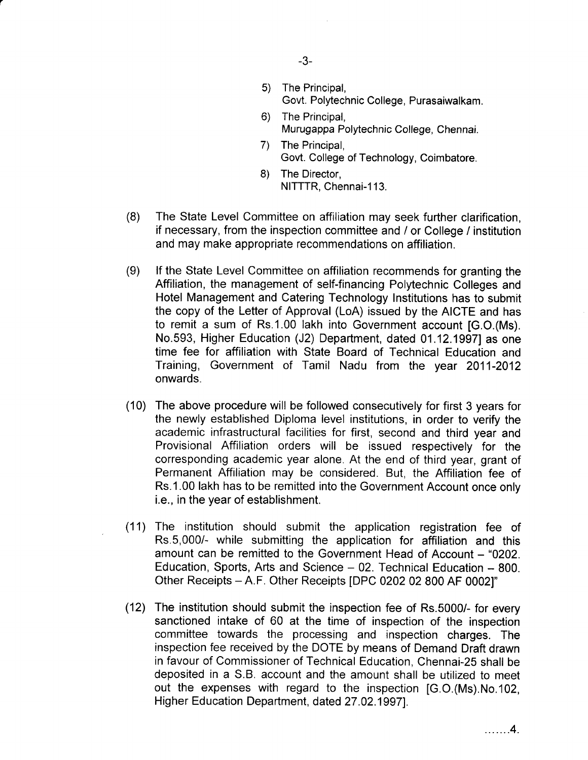5) The Principal,
   Govt. Polytechnic College, Purasaiwalkam.
6) The Principal,
   Murugappa Polytechnic College, Chennai.
7) The Principal,
   Govt. College of Technology, Coimbatore.
8) The Director,
   NITTTR, Chennai-113.

(8) The State Level Committee on affiliation may seek further clarification, if necessary, from the inspection committee and / or College / institution and may make appropriate recommendations on affiliation.

(9) If the State Level Committee on affiliation recommends for granting the Affiliation, the management of self-financing Polytechnic Colleges and Hotel Management and Catering Technology Institutions has to submit the copy of the Letter of Approval (LoA) issued by the AICTE and has to remit a sum of Rs.1.00 lakh into Government account [G.O.(Ms). No.593, Higher Education (J2) Department, dated 01.12.1997] as one time fee for affiliation with State Board of Technical Education and Training, Government of Tamil Nadu from the year 2011-2012 onwards.

(10) The above procedure will be followed consecutively for first 3 years for the newly established Diploma level institutions, in order to verify the academic infrastructural facilities for first, second and third year and Provisional Affiliation orders will be issued respectively for the corresponding academic year alone. At the end of third year, grant of Permanent Affiliation may be considered. But, the Affiliation fee of Rs.1.00 lakh has to be remitted into the Government Account once only i.e., in the year of establishment.

(11) The institution should submit the application registration fee of Rs.5,000/- while submitting the application for affiliation and this amount can be remitted to the Government Head of Account – "0202. Education, Sports, Arts and Science – 02. Technical Education – 800. Other Receipts – A.F. Other Receipts [DPC 0202 02 800 AF 0002]"

(12) The institution should submit the inspection fee of Rs.5000/- for every sanctioned intake of 60 at the time of inspection of the inspection committee towards the processing and inspection charges. The inspection fee received by the DOTE by means of Demand Draft drawn in favour of Commissioner of Technical Education, Chennai-25 shall be deposited in a S.B. account and the amount shall be utilized to meet out the expenses with regard to the inspection [G.O.(Ms).No.102, Higher Education Department, dated 27.02.1997].

.......4.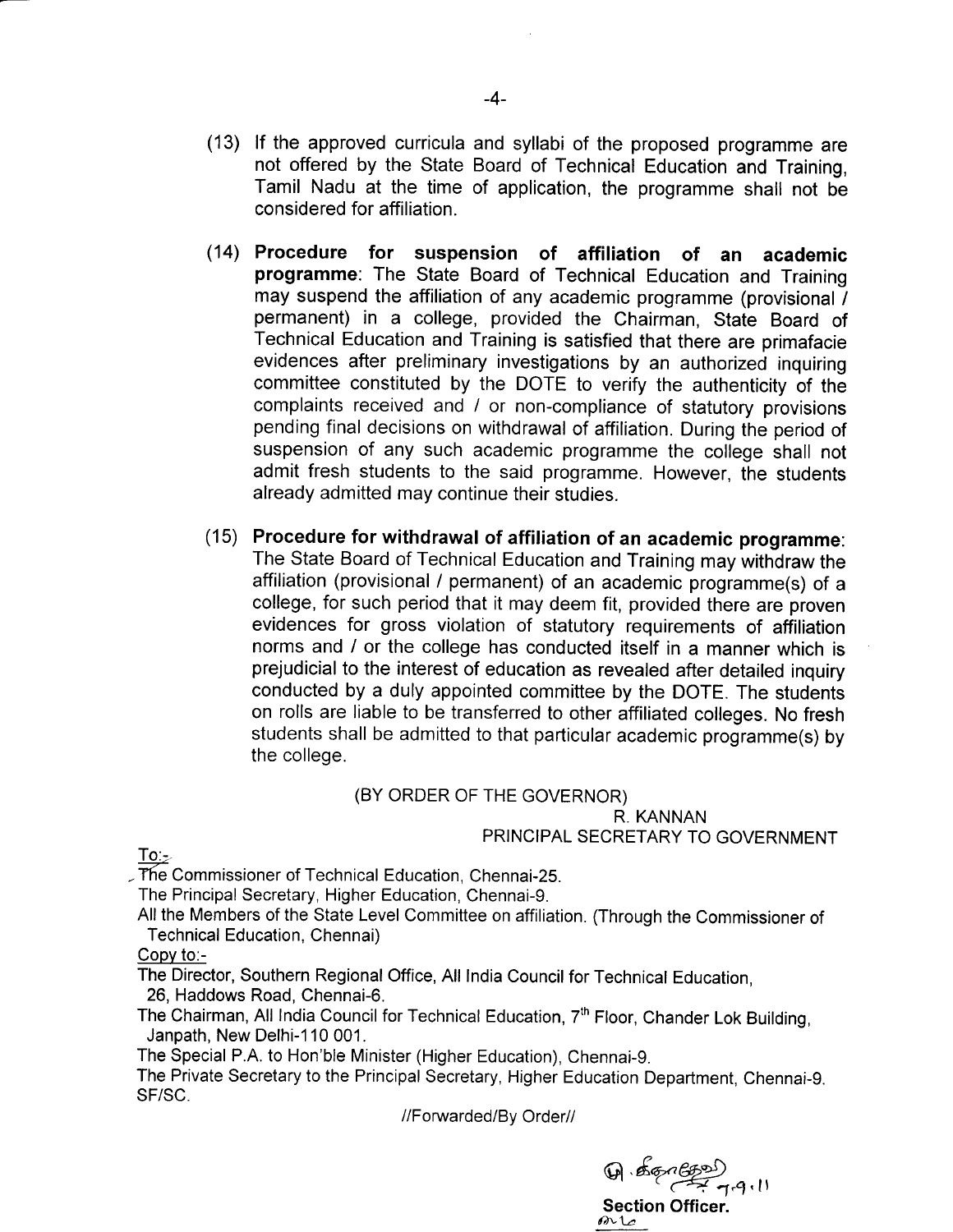(13) If the approved curricula and syllabi of the proposed programme are not offered by the State Board of Technical Education and Training, Tamil Nadu at the time of application, the programme shall not be considered for affiliation.

(14) **Procedure for suspension of affiliation of an academic programme**: The State Board of Technical Education and Training may suspend the affiliation of any academic programme (provisional / permanent) in a college, provided the Chairman, State Board of Technical Education and Training is satisfied that there are primafacie evidences after preliminary investigations by an authorized inquiring committee constituted by the DOTE to verify the authenticity of the complaints received and / or non-compliance of statutory provisions pending final decisions on withdrawal of affiliation. During the period of suspension of any such academic programme the college shall not admit fresh students to the said programme. However, the students already admitted may continue their studies.

(15) **Procedure for withdrawal of affiliation of an academic programme**: The State Board of Technical Education and Training may withdraw the affiliation (provisional / permanent) of an academic programme(s) of a college, for such period that it may deem fit, provided there are proven evidences for gross violation of statutory requirements of affiliation norms and / or the college has conducted itself in a manner which is prejudicial to the interest of education as revealed after detailed inquiry conducted by a duly appointed committee by the DOTE. The students on rolls are liable to be transferred to other affiliated colleges. No fresh students shall be admitted to that particular academic programme(s) by the college.

(BY ORDER OF THE GOVERNOR)

R. KANNAN

PRINCIPAL SECRETARY TO GOVERNMENT

To:-

The Commissioner of Technical Education, Chennai-25.
The Principal Secretary, Higher Education, Chennai-9.
All the Members of the State Level Committee on affiliation. (Through the Commissioner of Technical Education, Chennai)

Copy to:-

The Director, Southern Regional Office, All India Council for Technical Education, 26, Haddows Road, Chennai-6.
The Chairman, All India Council for Technical Education, 7th Floor, Chander Lok Building, Janpath, New Delhi-110 001.
The Special P.A. to Hon'ble Minister (Higher Education), Chennai-9.
The Private Secretary to the Principal Secretary, Higher Education Department, Chennai-9.
SF/SC.

//Forwarded/By Order//

7.9.11

**Section Officer.**